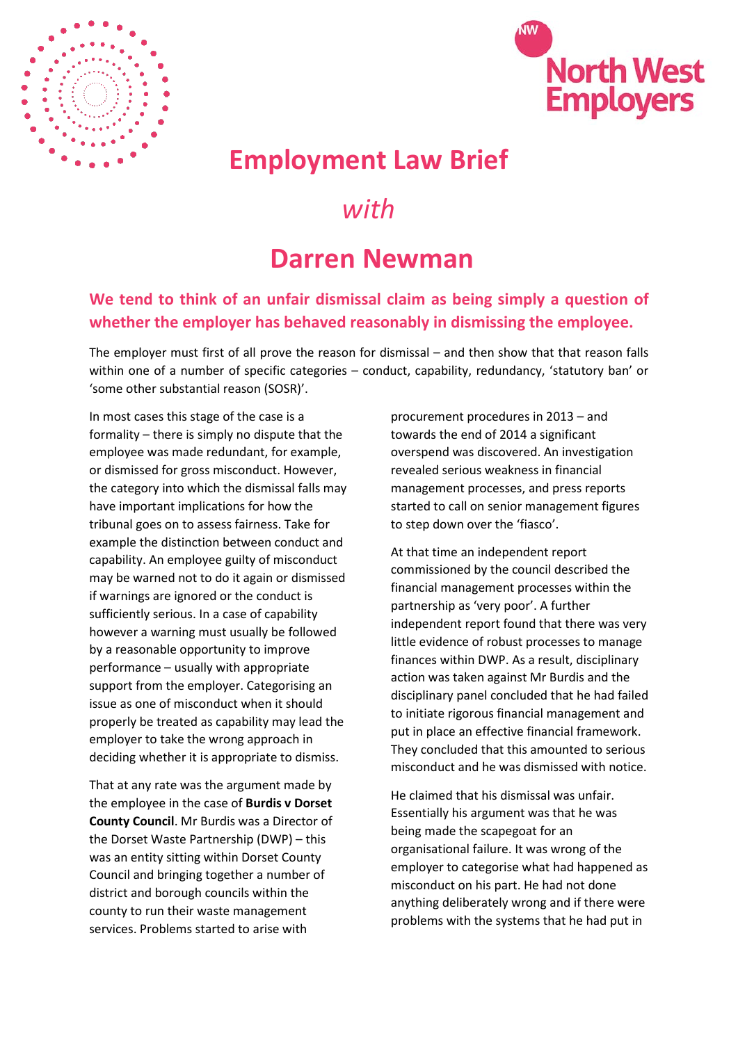North West Employers

# Employment Law Brief

## *with*

# Darren Newman

**We tend to think of an unfair dismissal claim as being simply a question of whether the employer has behaved reasonably in dismissing the employee.**

The employer must first of all prove the reason for dismissal – and then show that that reason falls within one of a number of specific categories – conduct, capability, redundancy, 'statutory ban' or 'some other substantial reason (SOSR)'.

In most cases this stage of the case is a formality – there is simply no dispute that the employee was made redundant, for example, or dismissed for gross misconduct. However, the category into which the dismissal falls may have important implications for how the tribunal goes on to assess fairness. Take for example the distinction between conduct and capability. An employee guilty of misconduct may be warned not to do it again or dismissed if warnings are ignored or the conduct is sufficiently serious. In a case of capability however a warning must usually be followed by a reasonable opportunity to improve performance – usually with appropriate support from the employer. Categorising an issue as one of misconduct when it should properly be treated as capability may lead the employer to take the wrong approach in deciding whether it is appropriate to dismiss.

That at any rate was the argument made by the employee in the case of **Burdis v Dorset County Council**. Mr Burdis was a Director of the Dorset Waste Partnership (DWP) – this was an entity sitting within Dorset County Council and bringing together a number of district and borough councils within the county to run their waste management services. Problems started to arise with procurement procedures in 2013 – and towards the end of 2014 a significant overspend was discovered. An investigation revealed serious weakness in financial management processes, and press reports started to call on senior management figures to step down over the 'fiasco'.

At that time an independent report commissioned by the council described the financial management processes within the partnership as 'very poor'. A further independent report found that there was very little evidence of robust processes to manage finances within DWP. As a result, disciplinary action was taken against Mr Burdis and the disciplinary panel concluded that he had failed to initiate rigorous financial management and put in place an effective financial framework. They concluded that this amounted to serious misconduct and he was dismissed with notice.

He claimed that his dismissal was unfair. Essentially his argument was that he was being made the scapegoat for an organisational failure. It was wrong of the employer to categorise what had happened as misconduct on his part. He had not done anything deliberately wrong and if there were problems with the systems that he had put in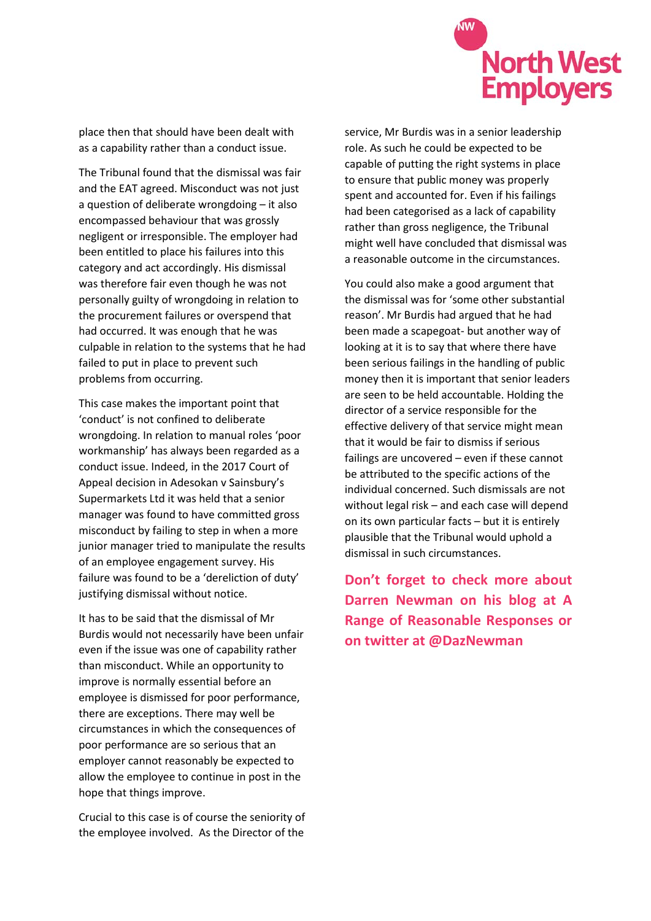place then that should have been dealt with as a capability rather than a conduct issue.

The Tribunal found that the dismissal was fair and the EAT agreed. Misconduct was not just a question of deliberate wrongdoing – it also encompassed behaviour that was grossly negligent or irresponsible. The employer had been entitled to place his failures into this category and act accordingly. His dismissal was therefore fair even though he was not personally guilty of wrongdoing in relation to the procurement failures or overspend that had occurred. It was enough that he was culpable in relation to the systems that he had failed to put in place to prevent such problems from occurring.

This case makes the important point that 'conduct' is not confined to deliberate wrongdoing. In relation to manual roles 'poor workmanship' has always been regarded as a conduct issue. Indeed, in the 2017 Court of Appeal decision in Adesokan v Sainsbury's Supermarkets Ltd it was held that a senior manager was found to have committed gross misconduct by failing to step in when a more junior manager tried to manipulate the results of an employee engagement survey. His failure was found to be a 'dereliction of duty' justifying dismissal without notice.

It has to be said that the dismissal of Mr Burdis would not necessarily have been unfair even if the issue was one of capability rather than misconduct. While an opportunity to improve is normally essential before an employee is dismissed for poor performance, there are exceptions. There may well be circumstances in which the consequences of poor performance are so serious that an employer cannot reasonably be expected to allow the employee to continue in post in the hope that things improve.

Crucial to this case is of course the seniority of the employee involved. As the Director of the service, Mr Burdis was in a senior leadership role. As such he could be expected to be capable of putting the right systems in place to ensure that public money was properly spent and accounted for. Even if his failings had been categorised as a lack of capability rather than gross negligence, the Tribunal might well have concluded that dismissal was a reasonable outcome in the circumstances.

You could also make a good argument that the dismissal was for 'some other substantial reason'. Mr Burdis had argued that he had been made a scapegoat- but another way of looking at it is to say that where there have been serious failings in the handling of public money then it is important that senior leaders are seen to be held accountable. Holding the director of a service responsible for the effective delivery of that service might mean that it would be fair to dismiss if serious failings are uncovered – even if these cannot be attributed to the specific actions of the individual concerned. Such dismissals are not without legal risk – and each case will depend on its own particular facts – but it is entirely plausible that the Tribunal would uphold a dismissal in such circumstances.

**Don't forget to check more about Darren Newman on his blog at A Range of Reasonable Responses or on twitter at @DazNewman**